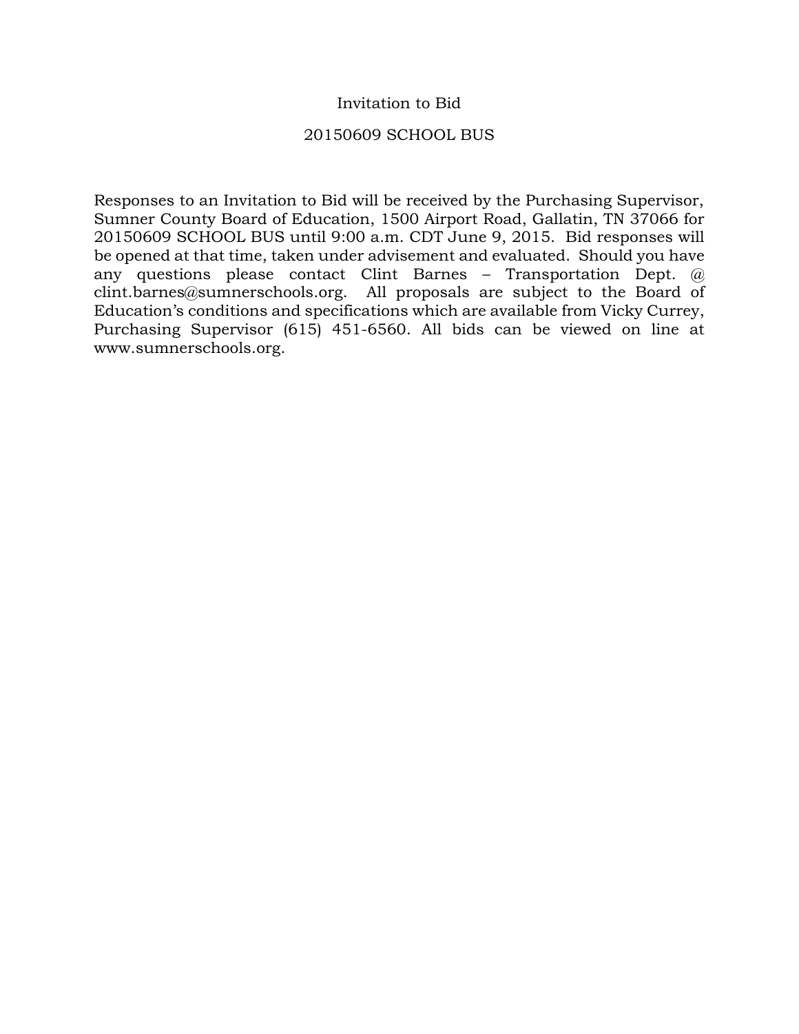# Invitation to Bid

## 20150609 SCHOOL BUS

Responses to an Invitation to Bid will be received by the Purchasing Supervisor, Sumner County Board of Education, 1500 Airport Road, Gallatin, TN 37066 for 20150609 SCHOOL BUS until 9:00 a.m. CDT June 9, 2015. Bid responses will be opened at that time, taken under advisement and evaluated. Should you have any questions please contact Clint Barnes – Transportation Dept. @ clint.barnes@sumnerschools.org. All proposals are subject to the Board of Education's conditions and specifications which are available from Vicky Currey, Purchasing Supervisor (615) 451-6560. All bids can be viewed on line at www.sumnerschools.org.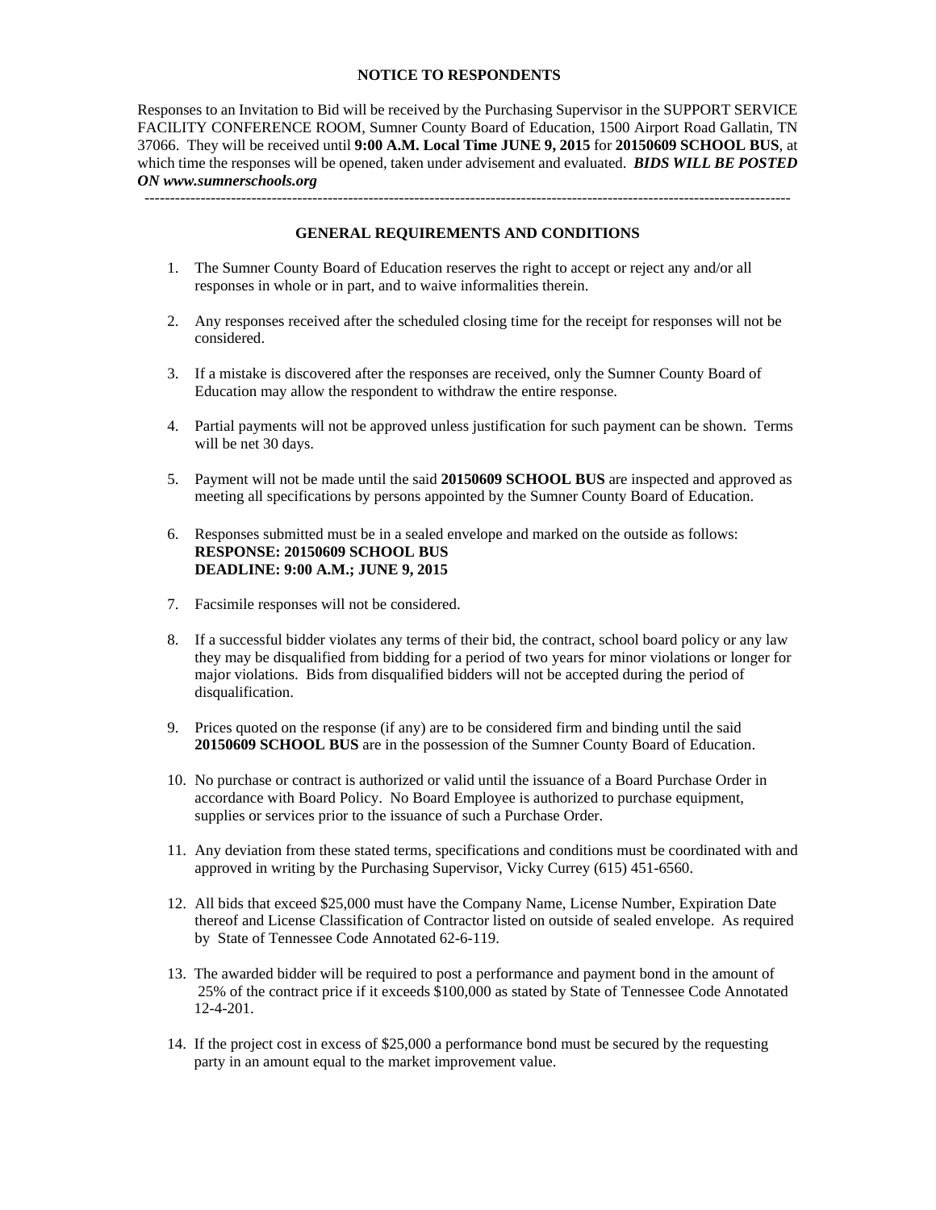## NOTICE TO RESPONDENTS

Responses to an Invitation to Bid will be received by the Purchasing Supervisor in the SUPPORT SERVICE FACILITY CONFERENCE ROOM, Sumner County Board of Education, 1500 Airport Road Gallatin, TN 37066. They will be received until **9:00 A.M. Local Time JUNE 9, 2015** for **20150609 SCHOOL BUS**, at which time the responses will be opened, taken under advisement and evaluated. ***BIDS WILL BE POSTED ON www.sumnerschools.org***

---

## GENERAL REQUIREMENTS AND CONDITIONS

1. The Sumner County Board of Education reserves the right to accept or reject any and/or all responses in whole or in part, and to waive informalities therein.

2. Any responses received after the scheduled closing time for the receipt for responses will not be considered.

3. If a mistake is discovered after the responses are received, only the Sumner County Board of Education may allow the respondent to withdraw the entire response.

4. Partial payments will not be approved unless justification for such payment can be shown. Terms will be net 30 days.

5. Payment will not be made until the said **20150609 SCHOOL BUS** are inspected and approved as meeting all specifications by persons appointed by the Sumner County Board of Education.

6. Responses submitted must be in a sealed envelope and marked on the outside as follows:
   **RESPONSE: 20150609 SCHOOL BUS**
   **DEADLINE: 9:00 A.M.; JUNE 9, 2015**

7. Facsimile responses will not be considered.

8. If a successful bidder violates any terms of their bid, the contract, school board policy or any law they may be disqualified from bidding for a period of two years for minor violations or longer for major violations. Bids from disqualified bidders will not be accepted during the period of disqualification.

9. Prices quoted on the response (if any) are to be considered firm and binding until the said **20150609 SCHOOL BUS** are in the possession of the Sumner County Board of Education.

10. No purchase or contract is authorized or valid until the issuance of a Board Purchase Order in accordance with Board Policy. No Board Employee is authorized to purchase equipment, supplies or services prior to the issuance of such a Purchase Order.

11. Any deviation from these stated terms, specifications and conditions must be coordinated with and approved in writing by the Purchasing Supervisor, Vicky Currey (615) 451-6560.

12. All bids that exceed $25,000 must have the Company Name, License Number, Expiration Date thereof and License Classification of Contractor listed on outside of sealed envelope. As required by State of Tennessee Code Annotated 62-6-119.

13. The awarded bidder will be required to post a performance and payment bond in the amount of 25% of the contract price if it exceeds $100,000 as stated by State of Tennessee Code Annotated 12-4-201.

14. If the project cost in excess of $25,000 a performance bond must be secured by the requesting party in an amount equal to the market improvement value.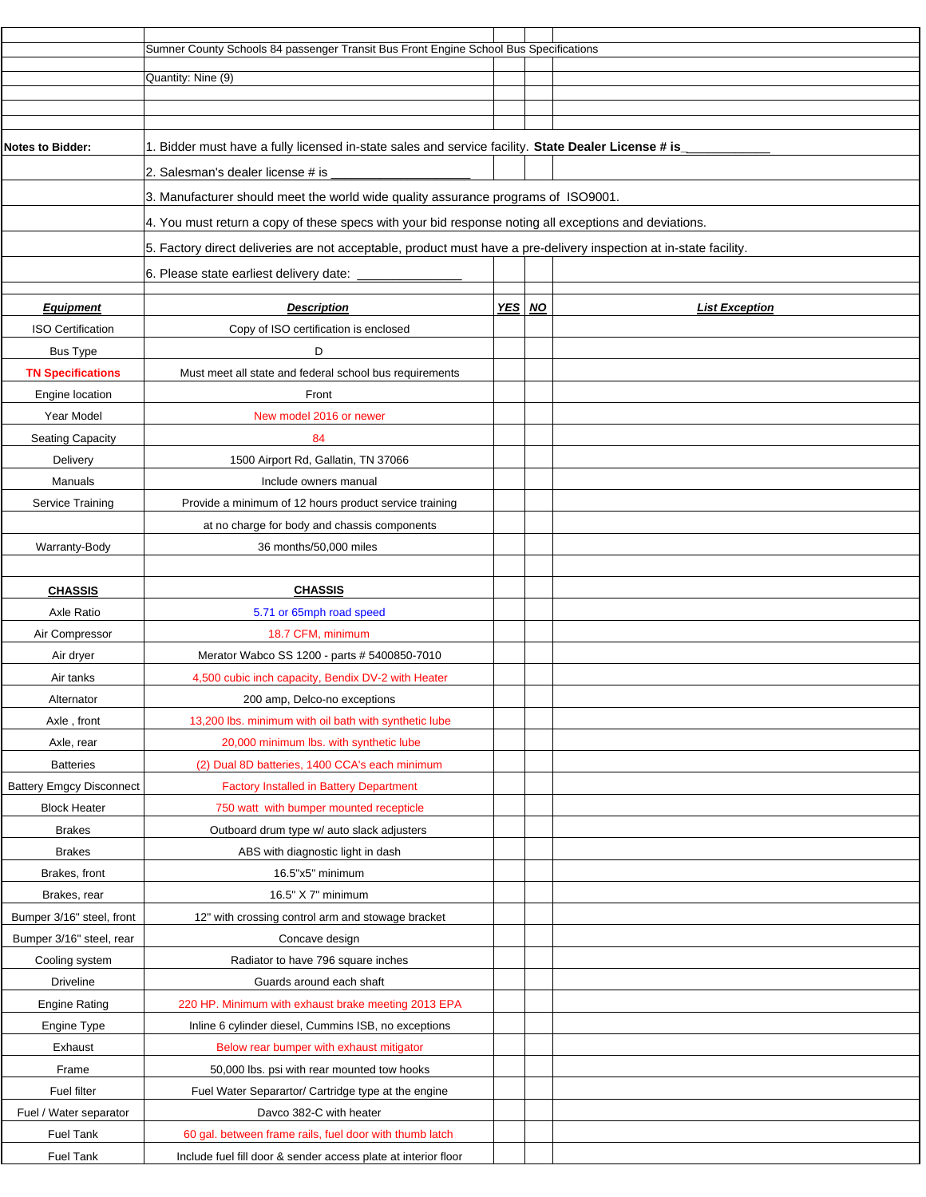Sumner County Schools 84 passenger Transit Bus Front Engine School Bus Specifications

Quantity: Nine (9)

**Notes to Bidder:**

1. Bidder must have a fully licensed in-state sales and service facility. **State Dealer License # is ____________**
2. Salesman's dealer license # is ___________________
3. Manufacturer should meet the world wide quality assurance programs of ISO9001.
4. You must return a copy of these specs with your bid response noting all exceptions and deviations.
5. Factory direct deliveries are not acceptable, product must have a pre-delivery inspection at in-state facility.
6. Please state earliest delivery date: _______________

| ***Equipment*** | ***Description*** | ***YES*** | ***NO*** | ***List Exception*** |
|---|---|---|---|---|
| ISO Certification | Copy of ISO certification is enclosed | | | |
| Bus Type | D | | | |
| **TN Specifications** | Must meet all state and federal school bus requirements | | | |
| Engine location | Front | | | |
| Year Model | New model 2016 or newer | | | |
| Seating Capacity | 84 | | | |
| Delivery | 1500 Airport Rd, Gallatin, TN 37066 | | | |
| Manuals | Include owners manual | | | |
| Service Training | Provide a minimum of 12 hours product service training | | | |
| | at no charge for body and chassis components | | | |
| Warranty-Body | 36 months/50,000 miles | | | |
| | | | | |
| **CHASSIS** | **CHASSIS** | | | |
| Axle Ratio | 5.71 or 65mph road speed | | | |
| Air Compressor | 18.7 CFM, minimum | | | |
| Air dryer | Merator Wabco SS 1200 - parts # 5400850-7010 | | | |
| Air tanks | 4,500 cubic inch capacity, Bendix DV-2 with Heater | | | |
| Alternator | 200 amp, Delco-no exceptions | | | |
| Axle , front | 13,200 lbs. minimum with oil bath with synthetic lube | | | |
| Axle, rear | 20,000 minimum lbs. with synthetic lube | | | |
| Batteries | (2) Dual 8D batteries, 1400 CCA's each minimum | | | |
| Battery Emgcy Disconnect | Factory Installed in Battery Department | | | |
| Block Heater | 750 watt with bumper mounted recepticle | | | |
| Brakes | Outboard drum type w/ auto slack adjusters | | | |
| Brakes | ABS with diagnostic light in dash | | | |
| Brakes, front | 16.5"x5" minimum | | | |
| Brakes, rear | 16.5" X 7" minimum | | | |
| Bumper 3/16" steel, front | 12" with crossing control arm and stowage bracket | | | |
| Bumper 3/16" steel, rear | Concave design | | | |
| Cooling system | Radiator to have 796 square inches | | | |
| Driveline | Guards around each shaft | | | |
| Engine Rating | 220 HP. Minimum with exhaust brake meeting 2013 EPA | | | |
| Engine Type | Inline 6 cylinder diesel, Cummins ISB, no exceptions | | | |
| Exhaust | Below rear bumper with exhaust mitigator | | | |
| Frame | 50,000 lbs. psi with rear mounted tow hooks | | | |
| Fuel filter | Fuel Water Separartor/ Cartridge type at the engine | | | |
| Fuel / Water separator | Davco 382-C with heater | | | |
| Fuel Tank | 60 gal. between frame rails, fuel door with thumb latch | | | |
| Fuel Tank | Include fuel fill door & sender access plate at interior floor | | | |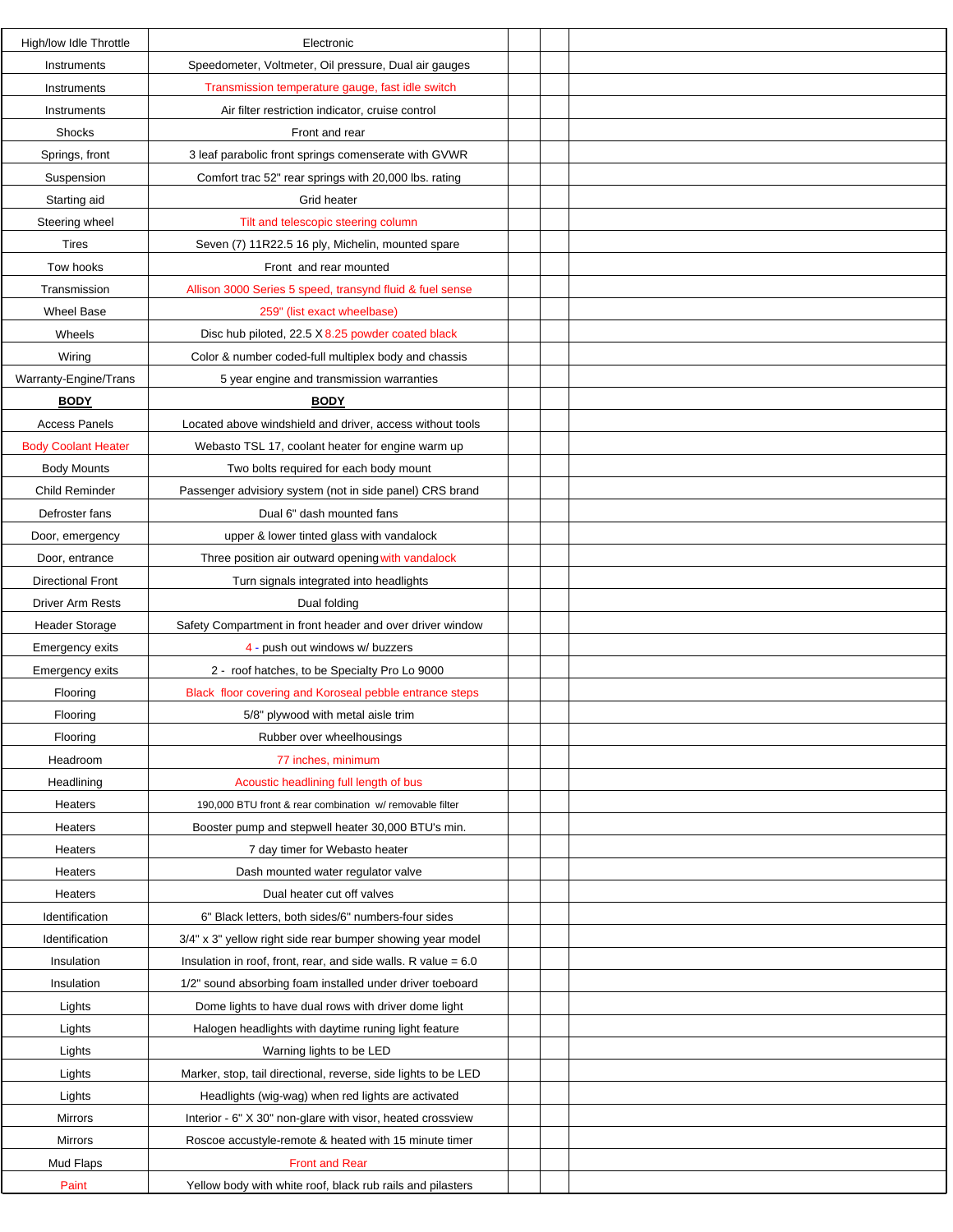| | | | | |
|---|---|---|---|---|
| High/low Idle Throttle | Electronic | | | |
| Instruments | Speedometer, Voltmeter, Oil pressure, Dual air gauges | | | |
| Instruments | Transmission temperature gauge, fast idle switch | | | |
| Instruments | Air filter restriction indicator, cruise control | | | |
| Shocks | Front and rear | | | |
| Springs, front | 3 leaf parabolic front springs comenserate with GVWR | | | |
| Suspension | Comfort trac 52" rear springs with 20,000 lbs. rating | | | |
| Starting aid | Grid heater | | | |
| Steering wheel | Tilt and telescopic steering column | | | |
| Tires | Seven (7) 11R22.5 16 ply, Michelin, mounted spare | | | |
| Tow hooks | Front and rear mounted | | | |
| Transmission | Allison 3000 Series 5 speed, transynd fluid & fuel sense | | | |
| Wheel Base | 259" (list exact wheelbase) | | | |
| Wheels | Disc hub piloted, 22.5 X 8.25 powder coated black | | | |
| Wiring | Color & number coded-full multiplex body and chassis | | | |
| Warranty-Engine/Trans | 5 year engine and transmission warranties | | | |
| **BODY** | **BODY** | | | |
| Access Panels | Located above windshield and driver, access without tools | | | |
| Body Coolant Heater | Webasto TSL 17, coolant heater for engine warm up | | | |
| Body Mounts | Two bolts required for each body mount | | | |
| Child Reminder | Passenger advisiory system (not in side panel) CRS brand | | | |
| Defroster fans | Dual 6" dash mounted fans | | | |
| Door, emergency | upper & lower tinted glass with vandalock | | | |
| Door, entrance | Three position air outward opening with vandalock | | | |
| Directional Front | Turn signals integrated into headlights | | | |
| Driver Arm Rests | Dual folding | | | |
| Header Storage | Safety Compartment in front header and over driver window | | | |
| Emergency exits | 4 - push out windows w/ buzzers | | | |
| Emergency exits | 2 - roof hatches, to be Specialty Pro Lo 9000 | | | |
| Flooring | Black floor covering and Koroseal pebble entrance steps | | | |
| Flooring | 5/8" plywood with metal aisle trim | | | |
| Flooring | Rubber over wheelhousings | | | |
| Headroom | 77 inches, minimum | | | |
| Headlining | Acoustic headlining full length of bus | | | |
| Heaters | 190,000 BTU front & rear combination w/ removable filter | | | |
| Heaters | Booster pump and stepwell heater 30,000 BTU's min. | | | |
| Heaters | 7 day timer for Webasto heater | | | |
| Heaters | Dash mounted water regulator valve | | | |
| Heaters | Dual heater cut off valves | | | |
| Identification | 6" Black letters, both sides/6" numbers-four sides | | | |
| Identification | 3/4" x 3" yellow right side rear bumper showing year model | | | |
| Insulation | Insulation in roof, front, rear, and side walls. R value = 6.0 | | | |
| Insulation | 1/2" sound absorbing foam installed under driver toeboard | | | |
| Lights | Dome lights to have dual rows with driver dome light | | | |
| Lights | Halogen headlights with daytime runing light feature | | | |
| Lights | Warning lights to be LED | | | |
| Lights | Marker, stop, tail directional, reverse, side lights to be LED | | | |
| Lights | Headlights (wig-wag) when red lights are activated | | | |
| Mirrors | Interior - 6" X 30" non-glare with visor, heated crossview | | | |
| Mirrors | Roscoe accustyle-remote & heated with 15 minute timer | | | |
| Mud Flaps | Front and Rear | | | |
| Paint | Yellow body with white roof, black rub rails and pilasters | | | |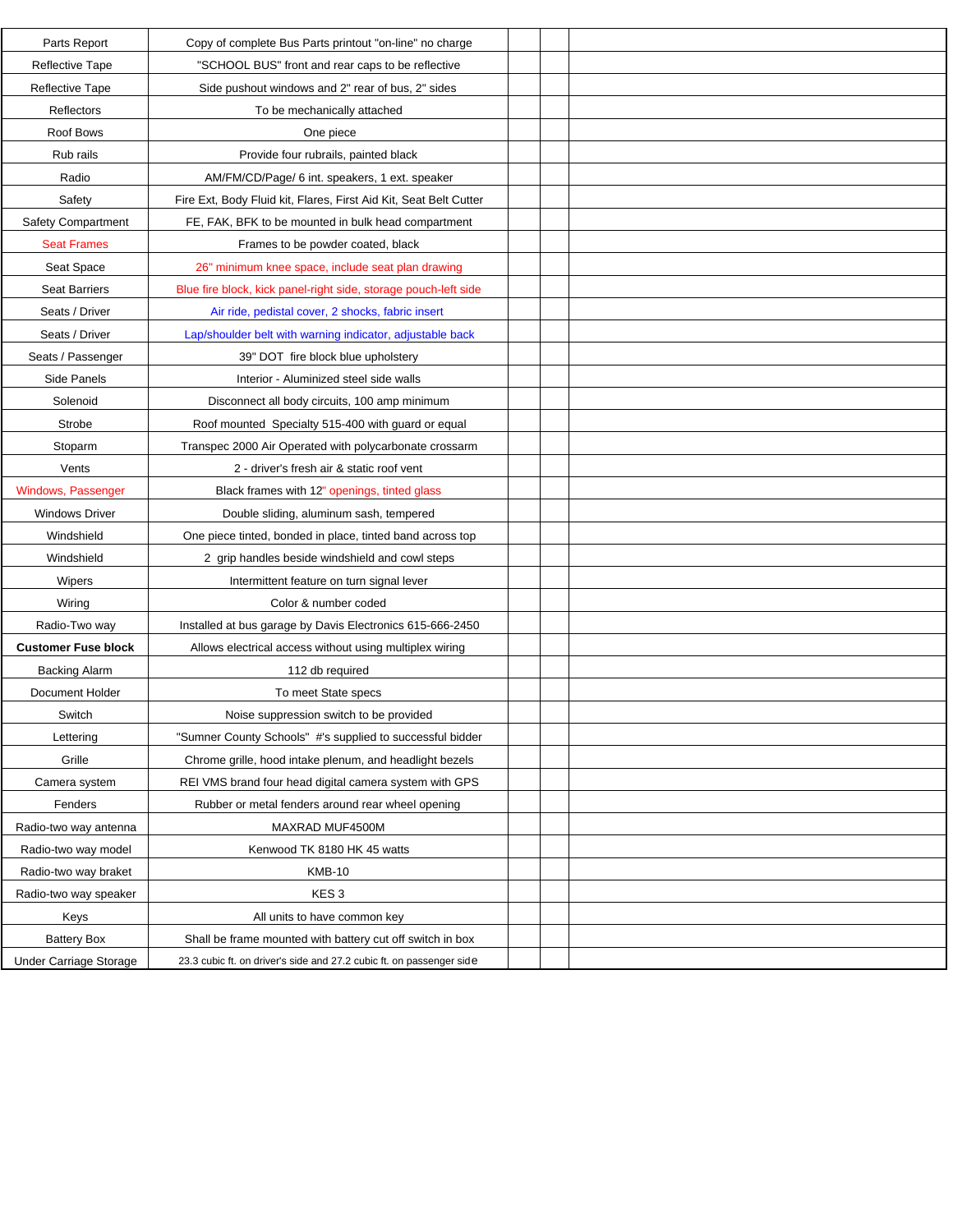| | | | | |
|---|---|---|---|---|
| Parts Report | Copy of complete Bus Parts printout "on-line" no charge | | | |
| Reflective Tape | "SCHOOL BUS" front and rear caps to be reflective | | | |
| Reflective Tape | Side pushout windows and 2" rear of bus, 2" sides | | | |
| Reflectors | To be mechanically attached | | | |
| Roof Bows | One piece | | | |
| Rub rails | Provide four rubrails, painted black | | | |
| Radio | AM/FM/CD/Page/ 6 int. speakers, 1 ext. speaker | | | |
| Safety | Fire Ext, Body Fluid kit, Flares, First Aid Kit, Seat Belt Cutter | | | |
| Safety Compartment | FE, FAK, BFK to be mounted in bulk head compartment | | | |
| Seat Frames | Frames to be powder coated, black | | | |
| Seat Space | 26" minimum knee space, include seat plan drawing | | | |
| Seat Barriers | Blue fire block, kick panel-right side, storage pouch-left side | | | |
| Seats / Driver | Air ride, pedistal cover, 2 shocks, fabric insert | | | |
| Seats / Driver | Lap/shoulder belt with warning indicator, adjustable back | | | |
| Seats / Passenger | 39" DOT fire block blue upholstery | | | |
| Side Panels | Interior - Aluminized steel side walls | | | |
| Solenoid | Disconnect all body circuits, 100 amp minimum | | | |
| Strobe | Roof mounted Specialty 515-400 with guard or equal | | | |
| Stoparm | Transpec 2000 Air Operated with polycarbonate crossarm | | | |
| Vents | 2 - driver's fresh air & static roof vent | | | |
| Windows, Passenger | Black frames with 12" openings, tinted glass | | | |
| Windows Driver | Double sliding, aluminum sash, tempered | | | |
| Windshield | One piece tinted, bonded in place, tinted band across top | | | |
| Windshield | 2 grip handles beside windshield and cowl steps | | | |
| Wipers | Intermittent feature on turn signal lever | | | |
| Wiring | Color & number coded | | | |
| Radio-Two way | Installed at bus garage by Davis Electronics 615-666-2450 | | | |
| **Customer Fuse block** | Allows electrical access without using multiplex wiring | | | |
| Backing Alarm | 112 db required | | | |
| Document Holder | To meet State specs | | | |
| Switch | Noise suppression switch to be provided | | | |
| Lettering | "Sumner County Schools" #'s supplied to successful bidder | | | |
| Grille | Chrome grille, hood intake plenum, and headlight bezels | | | |
| Camera system | REI VMS brand four head digital camera system with GPS | | | |
| Fenders | Rubber or metal fenders around rear wheel opening | | | |
| Radio-two way antenna | MAXRAD MUF4500M | | | |
| Radio-two way model | Kenwood TK 8180 HK 45 watts | | | |
| Radio-two way braket | KMB-10 | | | |
| Radio-two way speaker | KES 3 | | | |
| Keys | All units to have common key | | | |
| Battery Box | Shall be frame mounted with battery cut off switch in box | | | |
| Under Carriage Storage | 23.3 cubic ft. on driver's side and 27.2 cubic ft. on passenger side | | | |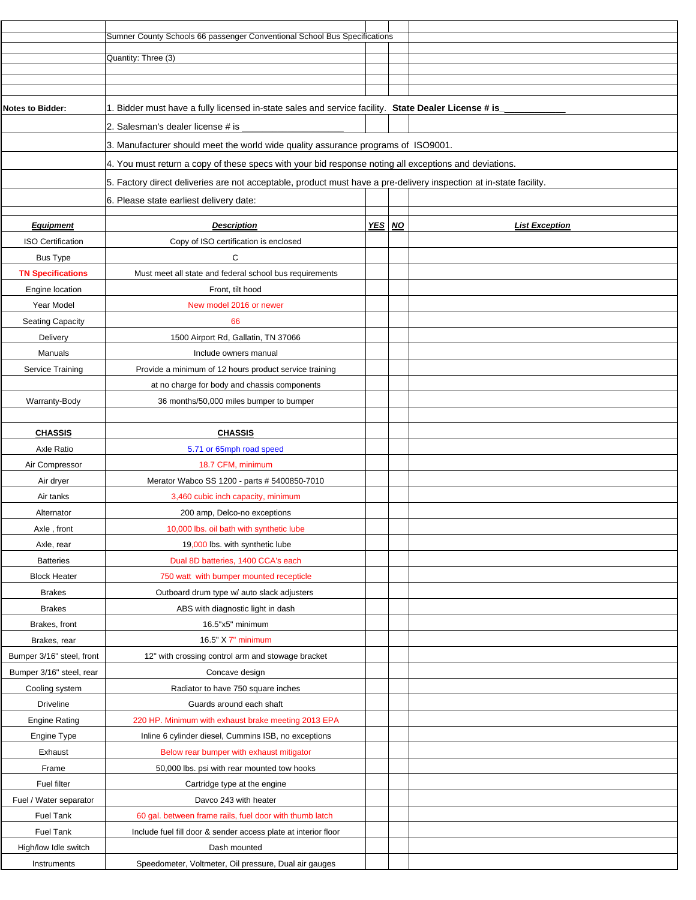Sumner County Schools 66 passenger Conventional School Bus Specifications

Quantity: Three (3)

**Notes to Bidder:**

1. Bidder must have a fully licensed in-state sales and service facility. **State Dealer License # is___________**
2. Salesman's dealer license # is ___________________
3. Manufacturer should meet the world wide quality assurance programs of ISO9001.
4. You must return a copy of these specs with your bid response noting all exceptions and deviations.
5. Factory direct deliveries are not acceptable, product must have a pre-delivery inspection at in-state facility.
6. Please state earliest delivery date:

| ***Equipment*** | ***Description*** | ***YES*** | ***NO*** | ***List Exception*** |
|---|---|---|---|---|
| ISO Certification | Copy of ISO certification is enclosed | | | |
| Bus Type | C | | | |
| **TN Specifications** | Must meet all state and federal school bus requirements | | | |
| Engine location | Front, tilt hood | | | |
| Year Model | New model 2016 or newer | | | |
| Seating Capacity | 66 | | | |
| Delivery | 1500 Airport Rd, Gallatin, TN 37066 | | | |
| Manuals | Include owners manual | | | |
| Service Training | Provide a minimum of 12 hours product service training | | | |
| | at no charge for body and chassis components | | | |
| Warranty-Body | 36 months/50,000 miles bumper to bumper | | | |
| | | | | |
| **CHASSIS** | **CHASSIS** | | | |
| Axle Ratio | 5.71 or 65mph road speed | | | |
| Air Compressor | 18.7 CFM, minimum | | | |
| Air dryer | Merator Wabco SS 1200 - parts # 5400850-7010 | | | |
| Air tanks | 3,460 cubic inch capacity, minimum | | | |
| Alternator | 200 amp, Delco-no exceptions | | | |
| Axle , front | 10,000 lbs. oil bath with synthetic lube | | | |
| Axle, rear | 19,000 lbs. with synthetic lube | | | |
| Batteries | Dual 8D batteries, 1400 CCA's each | | | |
| Block Heater | 750 watt with bumper mounted recepticle | | | |
| Brakes | Outboard drum type w/ auto slack adjusters | | | |
| Brakes | ABS with diagnostic light in dash | | | |
| Brakes, front | 16.5"x5" minimum | | | |
| Brakes, rear | 16.5" X 7" minimum | | | |
| Bumper 3/16" steel, front | 12" with crossing control arm and stowage bracket | | | |
| Bumper 3/16" steel, rear | Concave design | | | |
| Cooling system | Radiator to have 750 square inches | | | |
| Driveline | Guards around each shaft | | | |
| Engine Rating | 220 HP. Minimum with exhaust brake meeting 2013 EPA | | | |
| Engine Type | Inline 6 cylinder diesel, Cummins ISB, no exceptions | | | |
| Exhaust | Below rear bumper with exhaust mitigator | | | |
| Frame | 50,000 lbs. psi with rear mounted tow hooks | | | |
| Fuel filter | Cartridge type at the engine | | | |
| Fuel / Water separator | Davco 243 with heater | | | |
| Fuel Tank | 60 gal. between frame rails, fuel door with thumb latch | | | |
| Fuel Tank | Include fuel fill door & sender access plate at interior floor | | | |
| High/low Idle switch | Dash mounted | | | |
| Instruments | Speedometer, Voltmeter, Oil pressure, Dual air gauges | | | |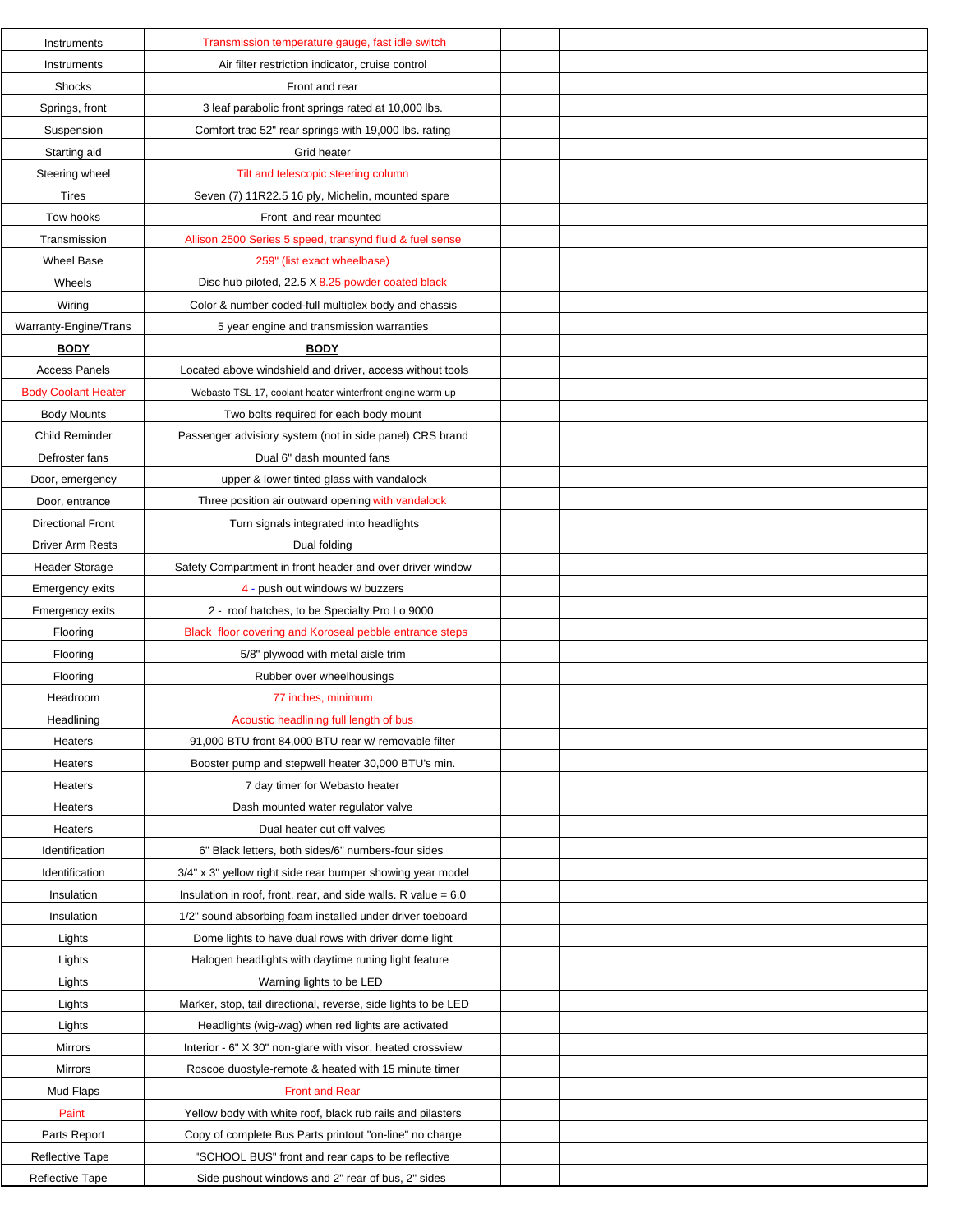| | | | | |
|---|---|---|---|---|
| Instruments | Transmission temperature gauge, fast idle switch | | | |
| Instruments | Air filter restriction indicator, cruise control | | | |
| Shocks | Front and rear | | | |
| Springs, front | 3 leaf parabolic front springs rated at 10,000 lbs. | | | |
| Suspension | Comfort trac 52" rear springs with 19,000 lbs. rating | | | |
| Starting aid | Grid heater | | | |
| Steering wheel | Tilt and telescopic steering column | | | |
| Tires | Seven (7) 11R22.5 16 ply, Michelin, mounted spare | | | |
| Tow hooks | Front and rear mounted | | | |
| Transmission | Allison 2500 Series 5 speed, transynd fluid & fuel sense | | | |
| Wheel Base | 259" (list exact wheelbase) | | | |
| Wheels | Disc hub piloted, 22.5 X 8.25 powder coated black | | | |
| Wiring | Color & number coded-full multiplex body and chassis | | | |
| Warranty-Engine/Trans | 5 year engine and transmission warranties | | | |
| **BODY** | **BODY** | | | |
| Access Panels | Located above windshield and driver, access without tools | | | |
| Body Coolant Heater | Webasto TSL 17, coolant heater winterfront engine warm up | | | |
| Body Mounts | Two bolts required for each body mount | | | |
| Child Reminder | Passenger advisiory system (not in side panel) CRS brand | | | |
| Defroster fans | Dual 6" dash mounted fans | | | |
| Door, emergency | upper & lower tinted glass with vandalock | | | |
| Door, entrance | Three position air outward opening with vandalock | | | |
| Directional Front | Turn signals integrated into headlights | | | |
| Driver Arm Rests | Dual folding | | | |
| Header Storage | Safety Compartment in front header and over driver window | | | |
| Emergency exits | 4 - push out windows w/ buzzers | | | |
| Emergency exits | 2 - roof hatches, to be Specialty Pro Lo 9000 | | | |
| Flooring | Black floor covering and Koroseal pebble entrance steps | | | |
| Flooring | 5/8" plywood with metal aisle trim | | | |
| Flooring | Rubber over wheelhousings | | | |
| Headroom | 77 inches, minimum | | | |
| Headlining | Acoustic headlining full length of bus | | | |
| Heaters | 91,000 BTU front 84,000 BTU rear w/ removable filter | | | |
| Heaters | Booster pump and stepwell heater 30,000 BTU's min. | | | |
| Heaters | 7 day timer for Webasto heater | | | |
| Heaters | Dash mounted water regulator valve | | | |
| Heaters | Dual heater cut off valves | | | |
| Identification | 6" Black letters, both sides/6" numbers-four sides | | | |
| Identification | 3/4" x 3" yellow right side rear bumper showing year model | | | |
| Insulation | Insulation in roof, front, rear, and side walls. R value = 6.0 | | | |
| Insulation | 1/2" sound absorbing foam installed under driver toeboard | | | |
| Lights | Dome lights to have dual rows with driver dome light | | | |
| Lights | Halogen headlights with daytime runing light feature | | | |
| Lights | Warning lights to be LED | | | |
| Lights | Marker, stop, tail directional, reverse, side lights to be LED | | | |
| Lights | Headlights (wig-wag) when red lights are activated | | | |
| Mirrors | Interior - 6" X 30" non-glare with visor, heated crossview | | | |
| Mirrors | Roscoe duostyle-remote & heated with 15 minute timer | | | |
| Mud Flaps | Front and Rear | | | |
| Paint | Yellow body with white roof, black rub rails and pilasters | | | |
| Parts Report | Copy of complete Bus Parts printout "on-line" no charge | | | |
| Reflective Tape | "SCHOOL BUS" front and rear caps to be reflective | | | |
| Reflective Tape | Side pushout windows and 2" rear of bus, 2" sides | | | |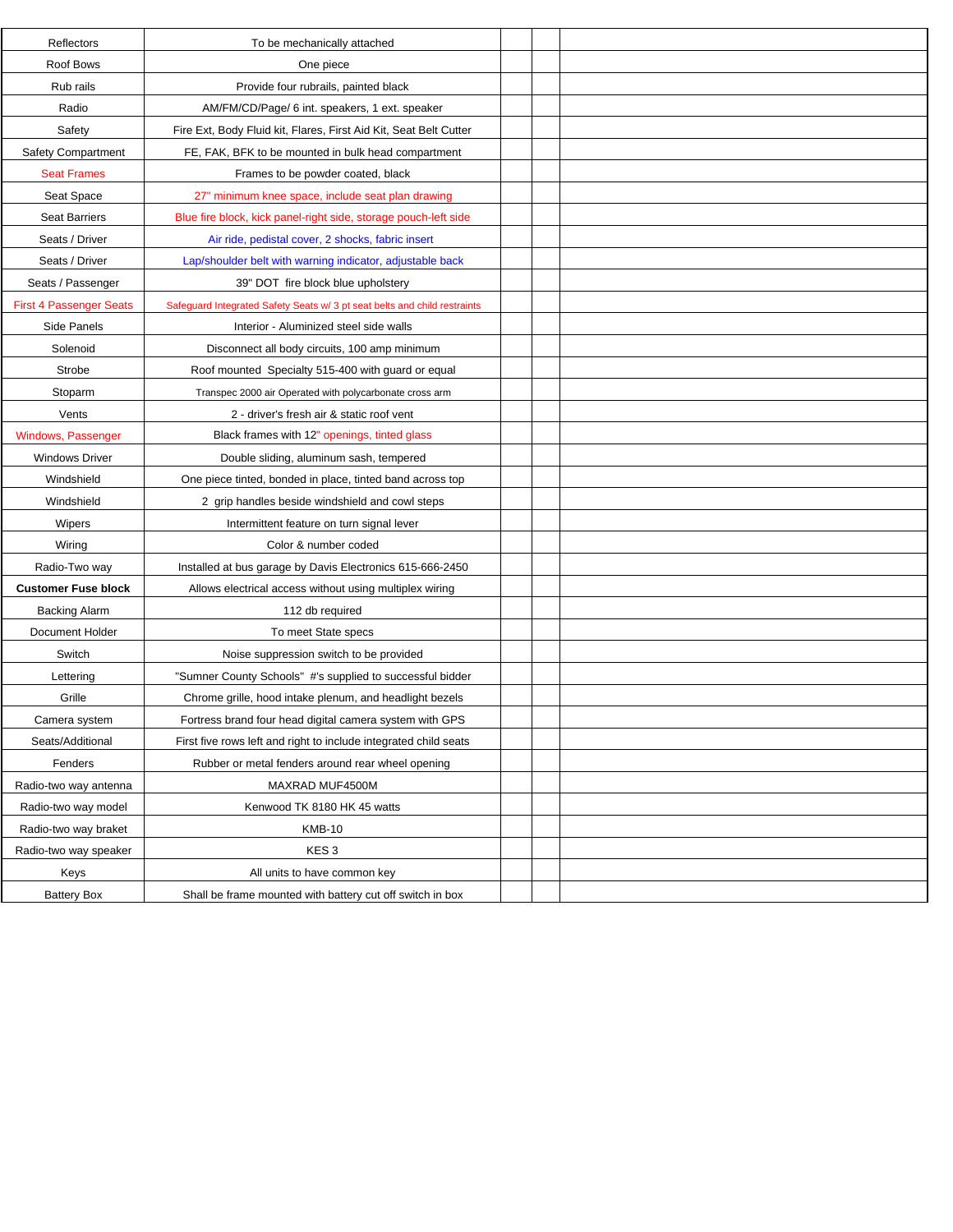| | | | | |
|---|---|---|---|---|
| Reflectors | To be mechanically attached | | | |
| Roof Bows | One piece | | | |
| Rub rails | Provide four rubrails, painted black | | | |
| Radio | AM/FM/CD/Page/ 6 int. speakers, 1 ext. speaker | | | |
| Safety | Fire Ext, Body Fluid kit, Flares, First Aid Kit, Seat Belt Cutter | | | |
| Safety Compartment | FE, FAK, BFK to be mounted in bulk head compartment | | | |
| Seat Frames | Frames to be powder coated, black | | | |
| Seat Space | 27" minimum knee space, include seat plan drawing | | | |
| Seat Barriers | Blue fire block, kick panel-right side, storage pouch-left side | | | |
| Seats / Driver | Air ride, pedistal cover, 2 shocks, fabric insert | | | |
| Seats / Driver | Lap/shoulder belt with warning indicator, adjustable back | | | |
| Seats / Passenger | 39" DOT fire block blue upholstery | | | |
| First 4 Passenger Seats | Safeguard Integrated Safety Seats w/ 3 pt seat belts and child restraints | | | |
| Side Panels | Interior - Aluminized steel side walls | | | |
| Solenoid | Disconnect all body circuits, 100 amp minimum | | | |
| Strobe | Roof mounted Specialty 515-400 with guard or equal | | | |
| Stoparm | Transpec 2000 air Operated with polycarbonate cross arm | | | |
| Vents | 2 - driver's fresh air & static roof vent | | | |
| Windows, Passenger | Black frames with 12" openings, tinted glass | | | |
| Windows Driver | Double sliding, aluminum sash, tempered | | | |
| Windshield | One piece tinted, bonded in place, tinted band across top | | | |
| Windshield | 2 grip handles beside windshield and cowl steps | | | |
| Wipers | Intermittent feature on turn signal lever | | | |
| Wiring | Color & number coded | | | |
| Radio-Two way | Installed at bus garage by Davis Electronics 615-666-2450 | | | |
| **Customer Fuse block** | Allows electrical access without using multiplex wiring | | | |
| Backing Alarm | 112 db required | | | |
| Document Holder | To meet State specs | | | |
| Switch | Noise suppression switch to be provided | | | |
| Lettering | "Sumner County Schools" #'s supplied to successful bidder | | | |
| Grille | Chrome grille, hood intake plenum, and headlight bezels | | | |
| Camera system | Fortress brand four head digital camera system with GPS | | | |
| Seats/Additional | First five rows left and right to include integrated child seats | | | |
| Fenders | Rubber or metal fenders around rear wheel opening | | | |
| Radio-two way antenna | MAXRAD MUF4500M | | | |
| Radio-two way model | Kenwood TK 8180 HK 45 watts | | | |
| Radio-two way braket | KMB-10 | | | |
| Radio-two way speaker | KES 3 | | | |
| Keys | All units to have common key | | | |
| Battery Box | Shall be frame mounted with battery cut off switch in box | | | |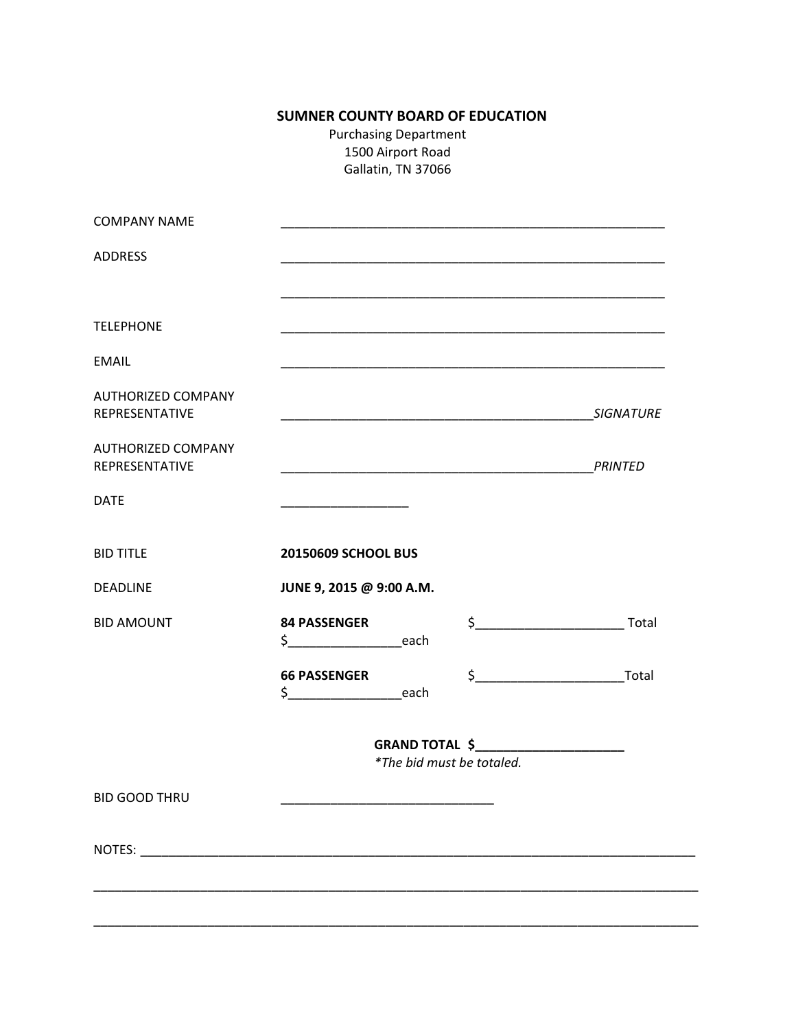**SUMNER COUNTY BOARD OF EDUCATION**

Purchasing Department
1500 Airport Road
Gallatin, TN 37066

| | |
|---|---|
| COMPANY NAME | ________________________________________________ |
| ADDRESS | ________________________________________________ |
| | ________________________________________________ |
| TELEPHONE | ________________________________________________ |
| EMAIL | ________________________________________________ |
| AUTHORIZED COMPANY REPRESENTATIVE | ______________________________________ *SIGNATURE* |
| AUTHORIZED COMPANY REPRESENTATIVE | ______________________________________ *PRINTED* |
| DATE | _________________ |

| | | |
|---|---|---|
| BID TITLE | **20150609 SCHOOL BUS** | |
| DEADLINE | **JUNE 9, 2015 @ 9:00 A.M.** | |
| BID AMOUNT | **84 PASSENGER** $_______________each | $____________________ Total |
| | **66 PASSENGER** $_______________each | $____________________Total |

**GRAND TOTAL $____________________**
*\*The bid must be totaled.*

BID GOOD THRU ____________________________

NOTES: ________________________________________________________________________________

________________________________________________________________________________________

________________________________________________________________________________________